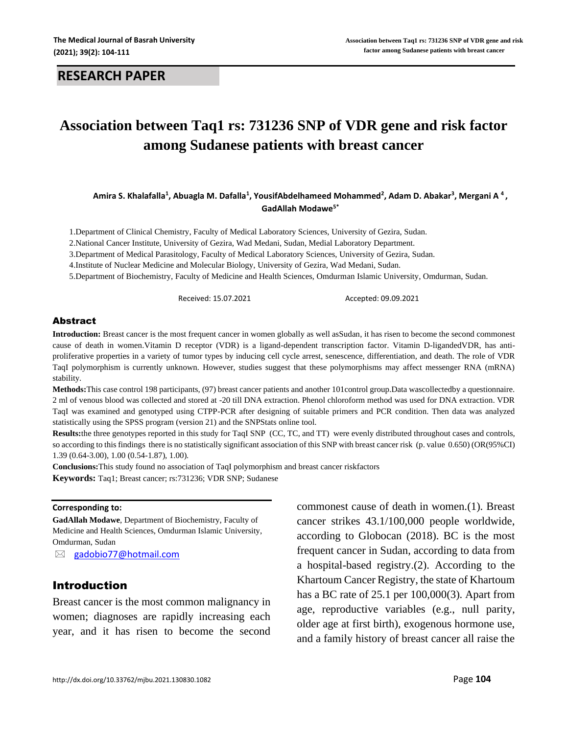## RESEARCH PAPER

# Association between Taq1 rs: 731236 SNP of VDR gene and risk factor among Sudanese patients with breast cancer

**Amira S. Khalafalla[1], Abuagla M. Dafalla[1], YousifAbdelhameed Mohammed[2], Adam D. Abakar[3], Mergani A [4], GadAllah Modawe[5*]**

1.Department of Clinical Chemistry, Faculty of Medical Laboratory Sciences, University of Gezira, Sudan.

2.National Cancer Institute, University of Gezira, Wad Medani, Sudan, Medial Laboratory Department.

3.Department of Medical Parasitology, Faculty of Medical Laboratory Sciences, University of Gezira, Sudan.

4.Institute of Nuclear Medicine and Molecular Biology, University of Gezira, Wad Medani, Sudan.

5.Department of Biochemistry, Faculty of Medicine and Health Sciences, Omdurman Islamic University, Omdurman, Sudan.

Received: 15.07.2021 Accepted: 09.09.2021

## Abstract

**Introduction:** Breast cancer is the most frequent cancer in women globally as well asSudan, it has risen to become the second commonest cause of death in women.Vitamin D receptor (VDR) is a ligand-dependent transcription factor. Vitamin D-ligandedVDR, has anti-proliferative properties in a variety of tumor types by inducing cell cycle arrest, senescence, differentiation, and death. The role of VDR TaqI polymorphism is currently unknown. However, studies suggest that these polymorphisms may affect messenger RNA (mRNA) stability.

**Methods:**This case control 198 participants, (97) breast cancer patients and another 101control group.Data wascollectedby a questionnaire. 2 ml of venous blood was collected and stored at -20 till DNA extraction. Phenol chloroform method was used for DNA extraction. VDR TaqI was examined and genotyped using CTPP-PCR after designing of suitable primers and PCR condition. Then data was analyzed statistically using the SPSS program (version 21) and the SNPStats online tool.

**Results:**the three genotypes reported in this study for TaqI SNP (CC, TC, and TT) were evenly distributed throughout cases and controls, so according to this findings there is no statistically significant association of this SNP with breast cancer risk (p. value 0.650) (OR(95%CI) 1.39 (0.64-3.00), 1.00 (0.54-1.87), 1.00).

**Conclusions:**This study found no association of TaqI polymorphism and breast cancer riskfactors

**Keywords:** Taq1; Breast cancer; rs:731236; VDR SNP; Sudanese

**Corresponding to:**

**GadAllah Modawe**, Department of Biochemistry, Faculty of Medicine and Health Sciences, Omdurman Islamic University, Omdurman, Sudan

gadobio77@hotmail.com

## Introduction

Breast cancer is the most common malignancy in women; diagnoses are rapidly increasing each year, and it has risen to become the second commonest cause of death in women.(1). Breast cancer strikes 43.1/100,000 people worldwide, according to Globocan (2018). BC is the most frequent cancer in Sudan, according to data from a hospital-based registry.(2). According to the Khartoum Cancer Registry, the state of Khartoum has a BC rate of 25.1 per 100,000(3). Apart from age, reproductive variables (e.g., null parity, older age at first birth), exogenous hormone use, and a family history of breast cancer all raise the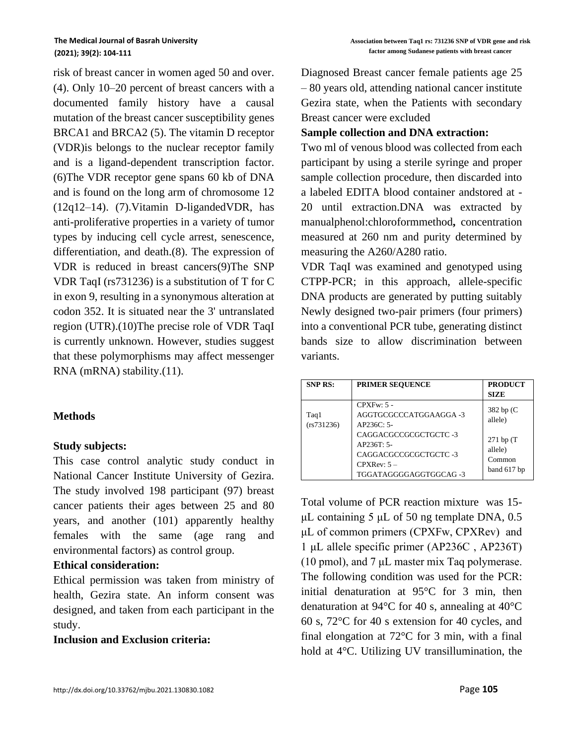risk of breast cancer in women aged 50 and over. (4). Only 10–20 percent of breast cancers with a documented family history have a causal mutation of the breast cancer susceptibility genes BRCA1 and BRCA2 (5). The vitamin D receptor (VDR)is belongs to the nuclear receptor family and is a ligand-dependent transcription factor. (6)The VDR receptor gene spans 60 kb of DNA and is found on the long arm of chromosome 12 (12q12–14). (7).Vitamin D-ligandedVDR, has anti-proliferative properties in a variety of tumor types by inducing cell cycle arrest, senescence, differentiation, and death.(8). The expression of VDR is reduced in breast cancers(9)The SNP VDR TaqI (rs731236) is a substitution of T for C in exon 9, resulting in a synonymous alteration at codon 352. It is situated near the 3' untranslated region (UTR).(10)The precise role of VDR TaqI is currently unknown. However, studies suggest that these polymorphisms may affect messenger RNA (mRNA) stability.(11).

## Methods

### Study subjects:

This case control analytic study conduct in National Cancer Institute University of Gezira. The study involved 198 participant (97) breast cancer patients their ages between 25 and 80 years, and another (101) apparently healthy females with the same (age rang and environmental factors) as control group.

### Ethical consideration:

Ethical permission was taken from ministry of health, Gezira state. An inform consent was designed, and taken from each participant in the study.

### Inclusion and Exclusion criteria:

Diagnosed Breast cancer female patients age 25 – 80 years old, attending national cancer institute Gezira state, when the Patients with secondary Breast cancer were excluded

### Sample collection and DNA extraction:

Two ml of venous blood was collected from each participant by using a sterile syringe and proper sample collection procedure, then discarded into a labeled EDITA blood container andstored at -20 until extraction.DNA was extracted by manualphenol:chloroformmethod**,** concentration measured at 260 nm and purity determined by measuring the A260/A280 ratio.

VDR TaqI was examined and genotyped using CTPP-PCR; in this approach, allele-specific DNA products are generated by putting suitably Newly designed two-pair primers (four primers) into a conventional PCR tube, generating distinct bands size to allow discrimination between variants.

| SNP RS: | PRIMER SEQUENCE | PRODUCT SIZE |
|---|---|---|
| Taq1 (rs731236) | CPXFw: 5 - AGGTGCGCCCATGGAAGGA -3<br>AP236C: 5- CAGGACGCCGCGCTGCTC -3<br>AP236T: 5- CAGGACGCCGCGCTGCTC -3<br>CPXRev: 5 – TGGATAGGGGAGGTGGCAG -3 | 382 bp (C allele)<br><br>271 bp (T allele)<br>Common band 617 bp |

Total volume of PCR reaction mixture was 15-μL containing 5 μL of 50 ng template DNA, 0.5 μL of common primers (CPXFw, CPXRev) and 1 μL allele specific primer (AP236C , AP236T) (10 pmol), and 7 μL master mix Taq polymerase. The following condition was used for the PCR: initial denaturation at 95°C for 3 min, then denaturation at 94°C for 40 s, annealing at 40°C 60 s, 72°C for 40 s extension for 40 cycles, and final elongation at 72°C for 3 min, with a final hold at 4°C. Utilizing UV transillumination, the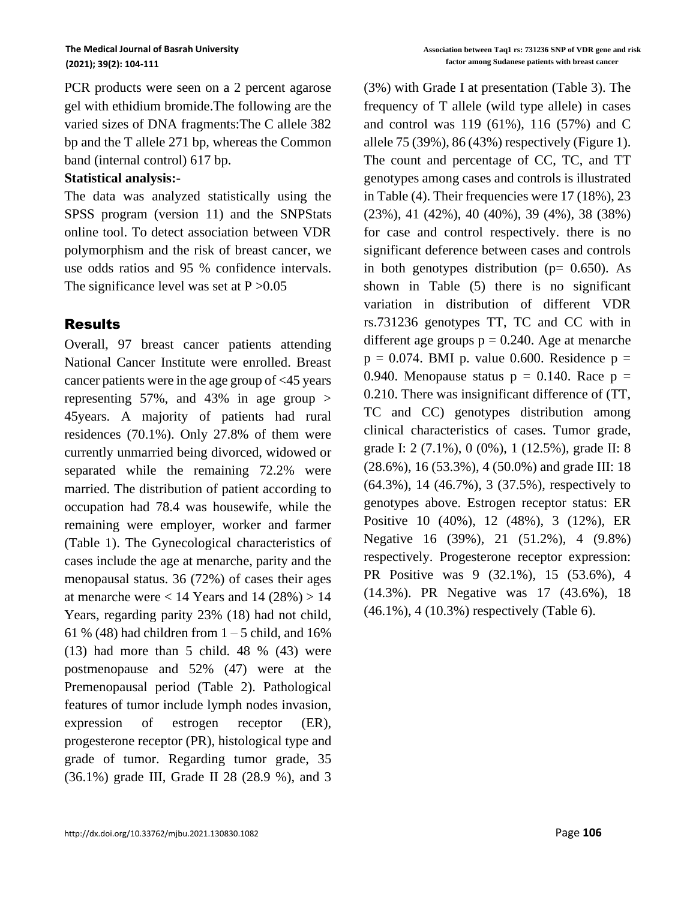PCR products were seen on a 2 percent agarose gel with ethidium bromide.The following are the varied sizes of DNA fragments:The C allele 382 bp and the T allele 271 bp, whereas the Common band (internal control) 617 bp.

**Statistical analysis:-**

The data was analyzed statistically using the SPSS program (version 11) and the SNPStats online tool. To detect association between VDR polymorphism and the risk of breast cancer, we use odds ratios and 95 % confidence intervals. The significance level was set at $P > 0.05$

## Results

Overall, 97 breast cancer patients attending National Cancer Institute were enrolled. Breast cancer patients were in the age group of <45 years representing 57%, and 43% in age group > 45years. A majority of patients had rural residences (70.1%). Only 27.8% of them were currently unmarried being divorced, widowed or separated while the remaining 72.2% were married. The distribution of patient according to occupation had 78.4 was housewife, while the remaining were employer, worker and farmer (Table 1). The Gynecological characteristics of cases include the age at menarche, parity and the menopausal status. 36 (72%) of cases their ages at menarche were < 14 Years and 14 (28%) > 14 Years, regarding parity 23% (18) had not child, 61 % (48) had children from 1 – 5 child, and 16% (13) had more than 5 child. 48 % (43) were postmenopause and 52% (47) were at the Premenopausal period (Table 2). Pathological features of tumor include lymph nodes invasion, expression of estrogen receptor (ER), progesterone receptor (PR), histological type and grade of tumor. Regarding tumor grade, 35 (36.1%) grade III, Grade II 28 (28.9 %), and 3 (3%) with Grade I at presentation (Table 3). The frequency of T allele (wild type allele) in cases and control was 119 (61%), 116 (57%) and C allele 75 (39%), 86 (43%) respectively (Figure 1). The count and percentage of CC, TC, and TT genotypes among cases and controls is illustrated in Table (4). Their frequencies were 17 (18%), 23 (23%), 41 (42%), 40 (40%), 39 (4%), 38 (38%) for case and control respectively. there is no significant deference between cases and controls in both genotypes distribution ($p = 0.650$). As shown in Table (5) there is no significant variation in distribution of different VDR rs.731236 genotypes TT, TC and CC with in different age groups $p = 0.240$. Age at menarche $p = 0.074$. BMI p. value 0.600. Residence $p = 0.940$. Menopause status $p = 0.140$. Race $p = 0.210$. There was insignificant difference of (TT, TC and CC) genotypes distribution among clinical characteristics of cases. Tumor grade, grade I: 2 (7.1%), 0 (0%), 1 (12.5%), grade II: 8 (28.6%), 16 (53.3%), 4 (50.0%) and grade III: 18 (64.3%), 14 (46.7%), 3 (37.5%), respectively to genotypes above. Estrogen receptor status: ER Positive 10 (40%), 12 (48%), 3 (12%), ER Negative 16 (39%), 21 (51.2%), 4 (9.8%) respectively. Progesterone receptor expression: PR Positive was 9 (32.1%), 15 (53.6%), 4 (14.3%). PR Negative was 17 (43.6%), 18 (46.1%), 4 (10.3%) respectively (Table 6).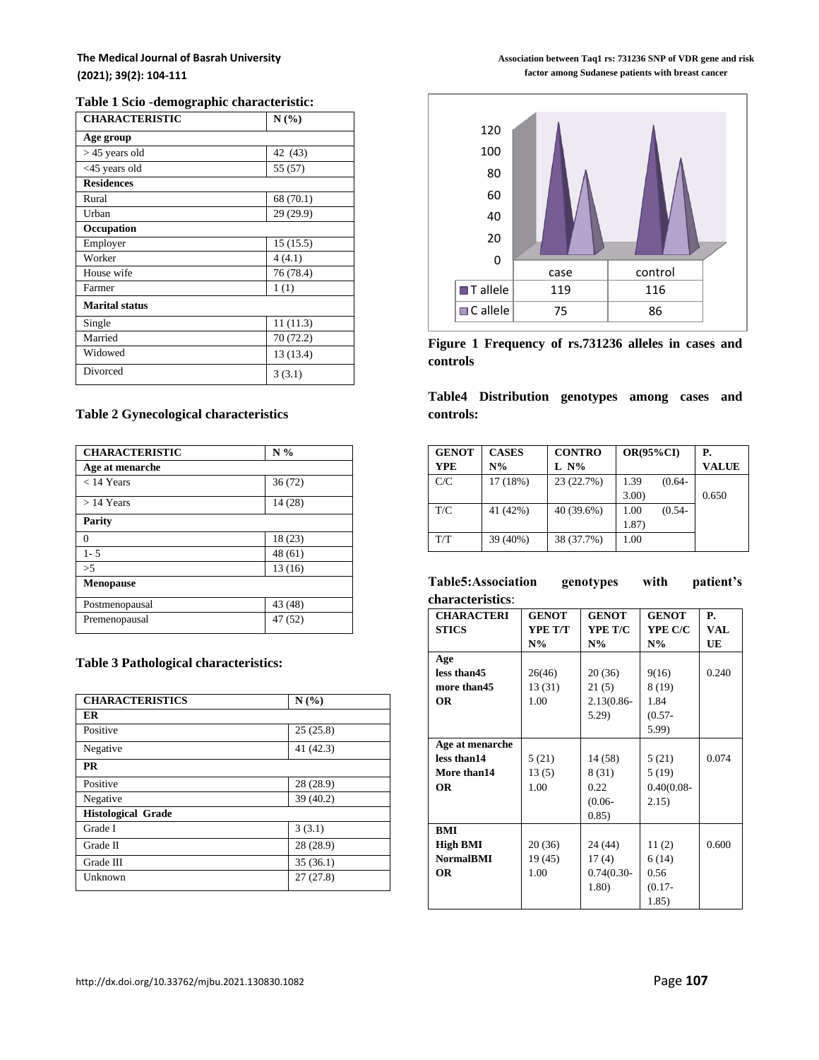**Table 1 Scio -demographic characteristic:**

| CHARACTERISTIC | N (%) |
|---|---|
| **Age group** | |
| > 45 years old | 42 (43) |
| <45 years old | 55 (57) |
| **Residences** | |
| Rural | 68 (70.1) |
| Urban | 29 (29.9) |
| **Occupation** | |
| Employer | 15 (15.5) |
| Worker | 4 (4.1) |
| House wife | 76 (78.4) |
| Farmer | 1 (1) |
| **Marital status** | |
| Single | 11 (11.3) |
| Married | 70 (72.2) |
| Widowed | 13 (13.4) |
| Divorced | 3 (3.1) |

**Table 2 Gynecological characteristics**

| CHARACTERISTIC | N % |
|---|---|
| **Age at menarche** | |
| < 14 Years | 36 (72) |
| > 14 Years | 14 (28) |
| **Parity** | |
| 0 | 18 (23) |
| 1- 5 | 48 (61) |
| >5 | 13 (16) |
| **Menopause** | |
| Postmenopausal | 43 (48) |
| Premenopausal | 47 (52) |

**Table 3 Pathological characteristics:**

| CHARACTERISTICS | N (%) |
|---|---|
| **ER** | |
| Positive | 25 (25.8) |
| Negative | 41 (42.3) |
| **PR** | |
| Positive | 28 (28.9) |
| Negative | 39 (40.2) |
| **Histological Grade** | |
| Grade I | 3 (3.1) |
| Grade II | 28 (28.9) |
| Grade III | 35 (36.1) |
| Unknown | 27 (27.8) |

| | case | control |
|---|---|---|
| T allele | 119 | 116 |
| C allele | 75 | 86 |

**Figure 1 Frequency of rs.731236 alleles in cases and controls**

**Table4 Distribution genotypes among cases and controls:**

| GENOTYPE | CASES N% | CONTROL N% | OR(95%CI) | P. VALUE |
|---|---|---|---|---|
| C/C | 17 (18%) | 23 (22.7%) | 1.39 (0.64-3.00) | 0.650 |
| T/C | 41 (42%) | 40 (39.6%) | 1.00 (0.54-1.87) | |
| T/T | 39 (40%) | 38 (37.7%) | 1.00 | |

**Table5:Association genotypes with patient's characteristics**:

| CHARACTERISTICS | GENOTYPE T/T N% | GENOTYPE T/C N% | GENOTYPE C/C N% | P. VALUE |
|---|---|---|---|---|
| **Age** | | | | |
| **less than45** | 26(46) | 20 (36) | 9(16) | 0.240 |
| **more than45** | 13 (31) | 21 (5) | 8 (19) | |
| **OR** | 1.00 | 2.13(0.86-5.29) | 1.84 (0.57-5.99) | |
| **Age at menarche** | | | | |
| **less than14** | 5 (21) | 14 (58) | 5 (21) | 0.074 |
| **More than14** | 13 (5) | 8 (31) | 5 (19) | |
| **OR** | 1.00 | 0.22 (0.06-0.85) | 0.40(0.08-2.15) | |
| **BMI** | | | | |
| **High BMI** | 20 (36) | 24 (44) | 11 (2) | 0.600 |
| **NormalBMI** | 19 (45) | 17 (4) | 6 (14) | |
| **OR** | 1.00 | 0.74(0.30-1.80) | 0.56 (0.17-1.85) | |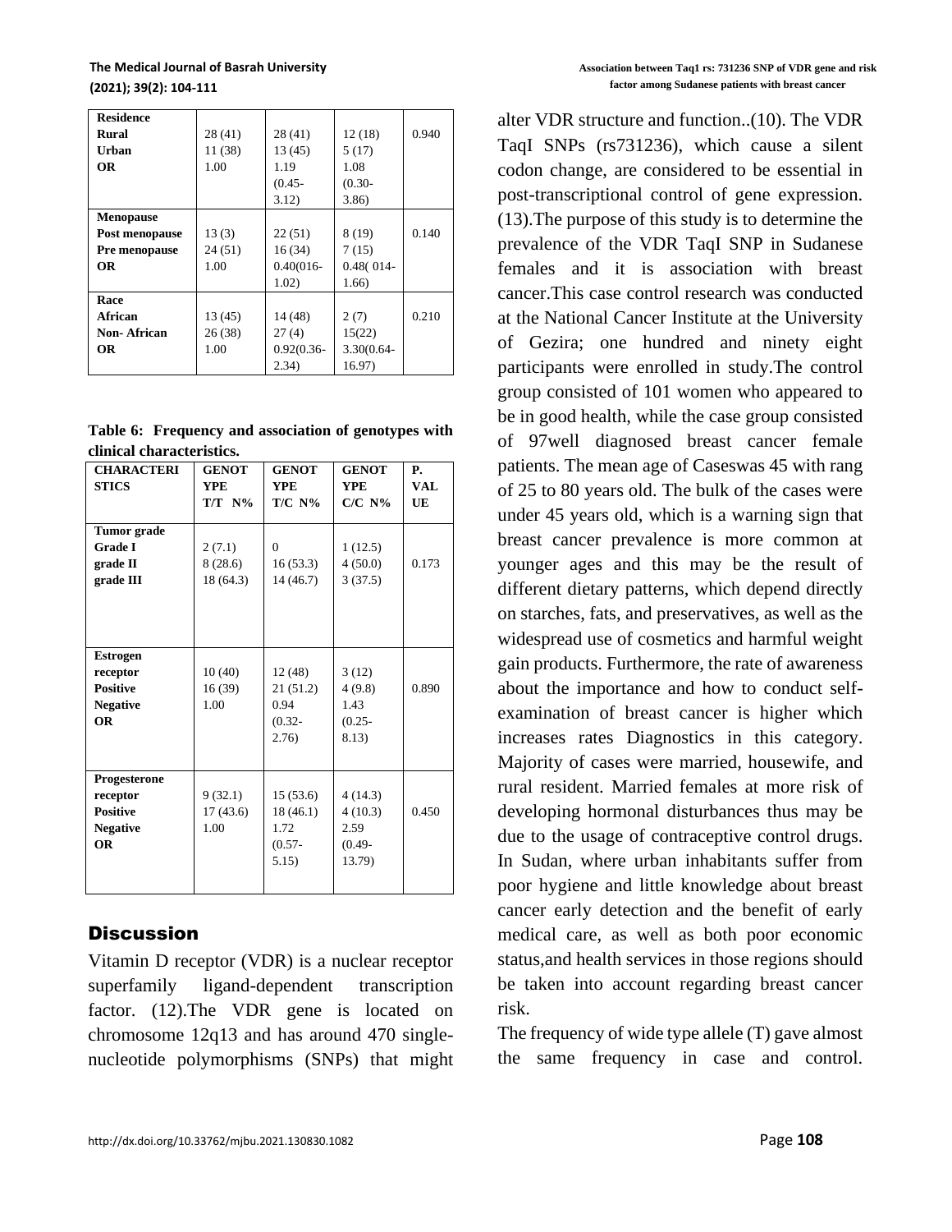| Residence | | | | |
|---|---|---|---|---|
| Rural | 28 (41) | 28 (41) | 12 (18) | 0.940 |
| Urban | 11 (38) | 13 (45) | 5 (17) | |
| OR | 1.00 | 1.19 (0.45-3.12) | 1.08 (0.30-3.86) | |
| **Menopause** | | | | |
| Post menopause | 13 (3) | 22 (51) | 8 (19) | 0.140 |
| Pre menopause | 24 (51) | 16 (34) | 7 (15) | |
| OR | 1.00 | 0.40(016-1.02) | 0.48( 014-1.66) | |
| **Race** | | | | |
| African | 13 (45) | 14 (48) | 2 (7) | 0.210 |
| Non- African | 26 (38) | 27 (4) | 15(22) | |
| OR | 1.00 | 0.92(0.36-2.34) | 3.30(0.64-16.97) | |

**Table 6: Frequency and association of genotypes with clinical characteristics.**

| CHARACTERISTICS | GENOTYPE T/T N% | GENOTYPE T/C N% | GENOTYPE C/C N% | P. VALUE |
|---|---|---|---|---|
| **Tumor grade** | | | | |
| Grade I | 2 (7.1) | 0 | 1 (12.5) | 0.173 |
| grade II | 8 (28.6) | 16 (53.3) | 4 (50.0) | |
| grade III | 18 (64.3) | 14 (46.7) | 3 (37.5) | |
| **Estrogen receptor** | | | | |
| Positive | 10 (40) | 12 (48) | 3 (12) | 0.890 |
| Negative | 16 (39) | 21 (51.2) | 4 (9.8) | |
| OR | 1.00 | 0.94 (0.32-2.76) | 1.43 (0.25-8.13) | |
| **Progesterone receptor** | | | | |
| Positive | 9 (32.1) | 15 (53.6) | 4 (14.3) | 0.450 |
| Negative | 17 (43.6) | 18 (46.1) | 4 (10.3) | |
| OR | 1.00 | 1.72 (0.57-5.15) | 2.59 (0.49-13.79) | |

## Discussion

Vitamin D receptor (VDR) is a nuclear receptor superfamily ligand-dependent transcription factor. (12).The VDR gene is located on chromosome 12q13 and has around 470 single-nucleotide polymorphisms (SNPs) that might alter VDR structure and function..(10). The VDR TaqI SNPs (rs731236), which cause a silent codon change, are considered to be essential in post-transcriptional control of gene expression. (13).The purpose of this study is to determine the prevalence of the VDR TaqI SNP in Sudanese females and it is association with breast cancer.This case control research was conducted at the National Cancer Institute at the University of Gezira; one hundred and ninety eight participants were enrolled in study.The control group consisted of 101 women who appeared to be in good health, while the case group consisted of 97well diagnosed breast cancer female patients. The mean age of Caseswas 45 with rang of 25 to 80 years old. The bulk of the cases were under 45 years old, which is a warning sign that breast cancer prevalence is more common at younger ages and this may be the result of different dietary patterns, which depend directly on starches, fats, and preservatives, as well as the widespread use of cosmetics and harmful weight gain products. Furthermore, the rate of awareness about the importance and how to conduct self-examination of breast cancer is higher which increases rates Diagnostics in this category. Majority of cases were married, housewife, and rural resident. Married females at more risk of developing hormonal disturbances thus may be due to the usage of contraceptive control drugs. In Sudan, where urban inhabitants suffer from poor hygiene and little knowledge about breast cancer early detection and the benefit of early medical care, as well as both poor economic status,and health services in those regions should be taken into account regarding breast cancer risk.

The frequency of wide type allele (T) gave almost the same frequency in case and control.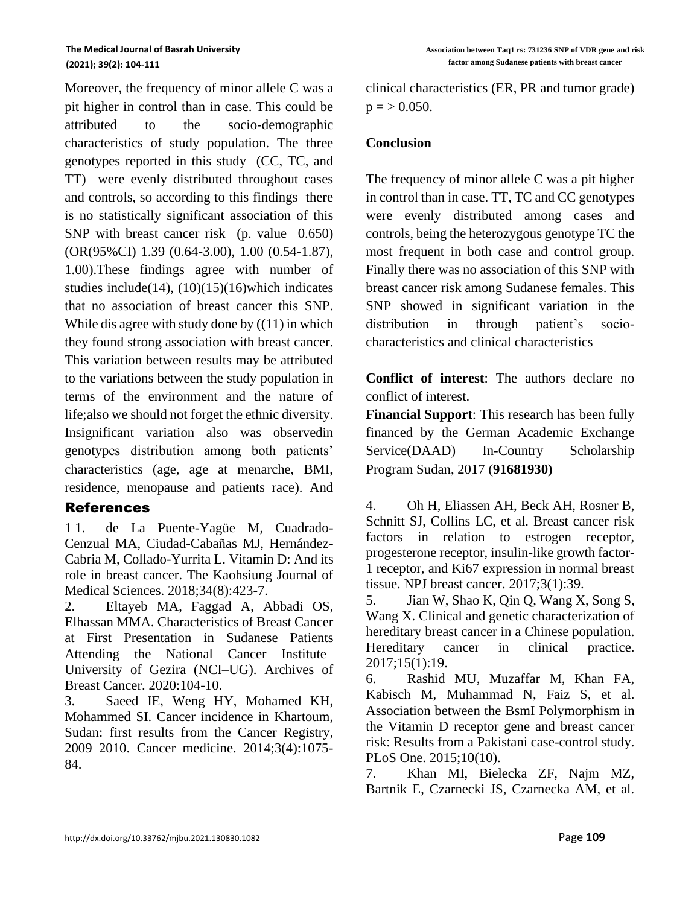Moreover, the frequency of minor allele C was a pit higher in control than in case. This could be attributed to the socio-demographic characteristics of study population. The three genotypes reported in this study (CC, TC, and TT) were evenly distributed throughout cases and controls, so according to this findings there is no statistically significant association of this SNP with breast cancer risk (p. value 0.650) (OR(95%CI) 1.39 (0.64-3.00), 1.00 (0.54-1.87), 1.00).These findings agree with number of studies include(14), (10)(15)(16)which indicates that no association of breast cancer this SNP. While dis agree with study done by ((11) in which they found strong association with breast cancer. This variation between results may be attributed to the variations between the study population in terms of the environment and the nature of life;also we should not forget the ethnic diversity. Insignificant variation also was observedin genotypes distribution among both patients' characteristics (age, age at menarche, BMI, residence, menopause and patients race). And clinical characteristics (ER, PR and tumor grade) p = > 0.050.

## Conclusion

The frequency of minor allele C was a pit higher in control than in case. TT, TC and CC genotypes were evenly distributed among cases and controls, being the heterozygous genotype TC the most frequent in both case and control group. Finally there was no association of this SNP with breast cancer risk among Sudanese females. This SNP showed in significant variation in the distribution in through patient's socio-characteristics and clinical characteristics

**Conflict of interest**: The authors declare no conflict of interest.

**Financial Support**: This research has been fully financed by the German Academic Exchange Service(DAAD) In-Country Scholarship Program Sudan, 2017 (**91681930)**

## References

1 1. de La Puente-Yagüe M, Cuadrado-Cenzual MA, Ciudad-Cabañas MJ, Hernández-Cabria M, Collado-Yurrita L. Vitamin D: And its role in breast cancer. The Kaohsiung Journal of Medical Sciences. 2018;34(8):423-7.

2. Eltayeb MA, Faggad A, Abbadi OS, Elhassan MMA. Characteristics of Breast Cancer at First Presentation in Sudanese Patients Attending the National Cancer Institute–University of Gezira (NCI–UG). Archives of Breast Cancer. 2020:104-10.

3. Saeed IE, Weng HY, Mohamed KH, Mohammed SI. Cancer incidence in Khartoum, Sudan: first results from the Cancer Registry, 2009–2010. Cancer medicine. 2014;3(4):1075-84.

4. Oh H, Eliassen AH, Beck AH, Rosner B, Schnitt SJ, Collins LC, et al. Breast cancer risk factors in relation to estrogen receptor, progesterone receptor, insulin-like growth factor-1 receptor, and Ki67 expression in normal breast tissue. NPJ breast cancer. 2017;3(1):39.

5. Jian W, Shao K, Qin Q, Wang X, Song S, Wang X. Clinical and genetic characterization of hereditary breast cancer in a Chinese population. Hereditary cancer in clinical practice. 2017;15(1):19.

6. Rashid MU, Muzaffar M, Khan FA, Kabisch M, Muhammad N, Faiz S, et al. Association between the BsmI Polymorphism in the Vitamin D receptor gene and breast cancer risk: Results from a Pakistani case-control study. PLoS One. 2015;10(10).

7. Khan MI, Bielecka ZF, Najm MZ, Bartnik E, Czarnecki JS, Czarnecka AM, et al.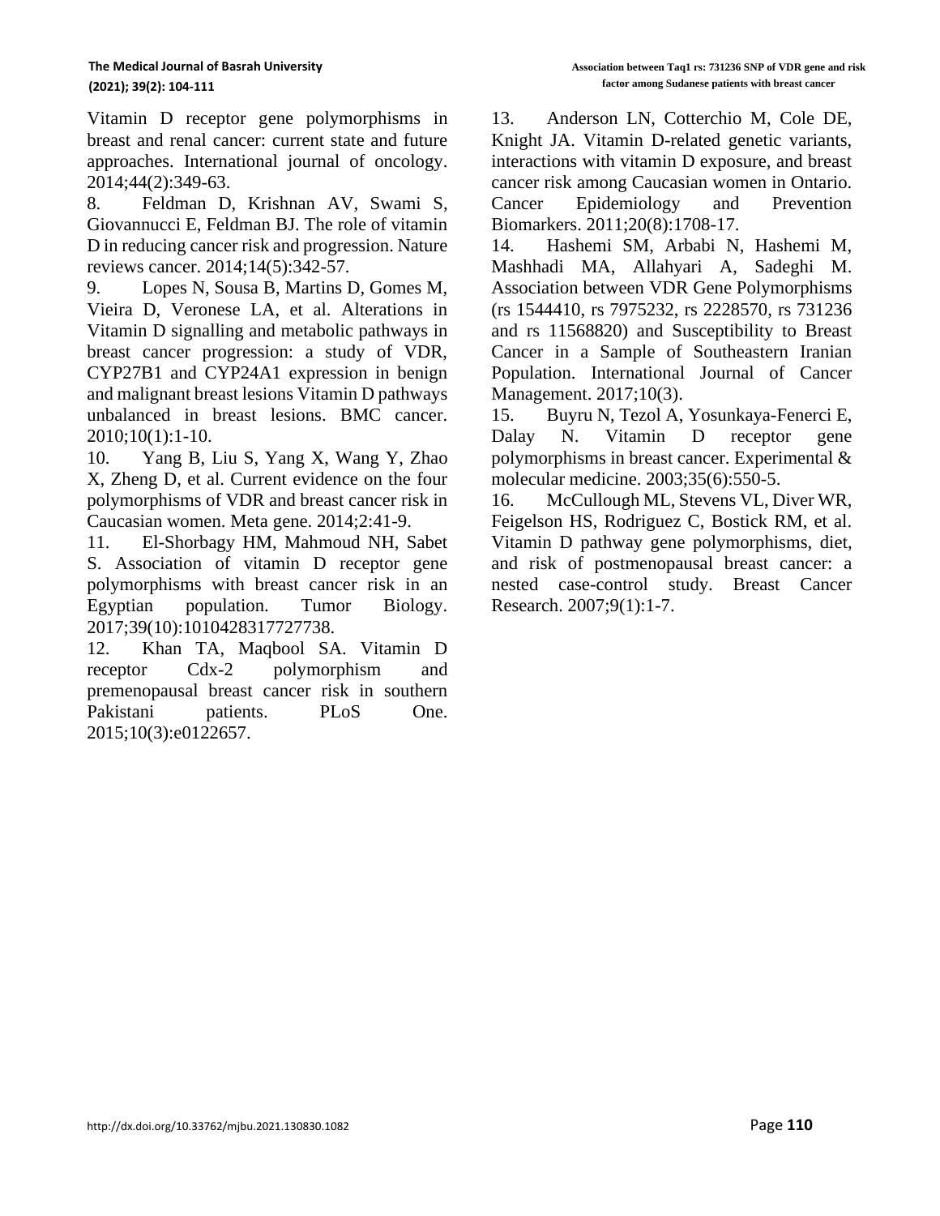Vitamin D receptor gene polymorphisms in breast and renal cancer: current state and future approaches. International journal of oncology. 2014;44(2):349-63.

8. Feldman D, Krishnan AV, Swami S, Giovannucci E, Feldman BJ. The role of vitamin D in reducing cancer risk and progression. Nature reviews cancer. 2014;14(5):342-57.

9. Lopes N, Sousa B, Martins D, Gomes M, Vieira D, Veronese LA, et al. Alterations in Vitamin D signalling and metabolic pathways in breast cancer progression: a study of VDR, CYP27B1 and CYP24A1 expression in benign and malignant breast lesions Vitamin D pathways unbalanced in breast lesions. BMC cancer. 2010;10(1):1-10.

10. Yang B, Liu S, Yang X, Wang Y, Zhao X, Zheng D, et al. Current evidence on the four polymorphisms of VDR and breast cancer risk in Caucasian women. Meta gene. 2014;2:41-9.

11. El-Shorbagy HM, Mahmoud NH, Sabet S. Association of vitamin D receptor gene polymorphisms with breast cancer risk in an Egyptian population. Tumor Biology. 2017;39(10):1010428317727738.

12. Khan TA, Maqbool SA. Vitamin D receptor Cdx-2 polymorphism and premenopausal breast cancer risk in southern Pakistani patients. PLoS One. 2015;10(3):e0122657.

13. Anderson LN, Cotterchio M, Cole DE, Knight JA. Vitamin D-related genetic variants, interactions with vitamin D exposure, and breast cancer risk among Caucasian women in Ontario. Cancer Epidemiology and Prevention Biomarkers. 2011;20(8):1708-17.

14. Hashemi SM, Arbabi N, Hashemi M, Mashhadi MA, Allahyari A, Sadeghi M. Association between VDR Gene Polymorphisms (rs 1544410, rs 7975232, rs 2228570, rs 731236 and rs 11568820) and Susceptibility to Breast Cancer in a Sample of Southeastern Iranian Population. International Journal of Cancer Management. 2017;10(3).

15. Buyru N, Tezol A, Yosunkaya-Fenerci E, Dalay N. Vitamin D receptor gene polymorphisms in breast cancer. Experimental & molecular medicine. 2003;35(6):550-5.

16. McCullough ML, Stevens VL, Diver WR, Feigelson HS, Rodriguez C, Bostick RM, et al. Vitamin D pathway gene polymorphisms, diet, and risk of postmenopausal breast cancer: a nested case-control study. Breast Cancer Research. 2007;9(1):1-7.